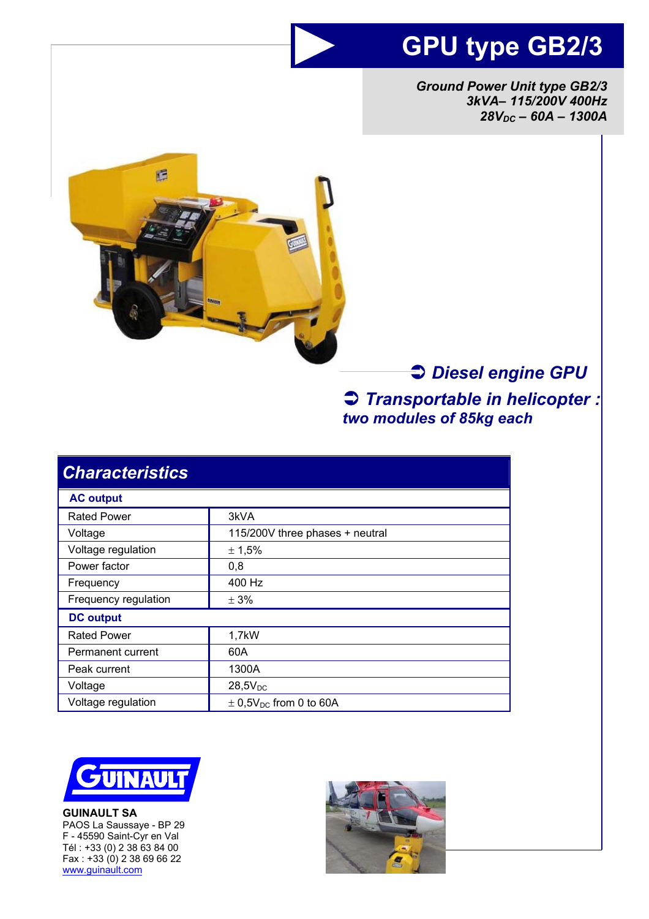# GPU type GB2/3

***Ground Power Unit type GB2/3***
***3kVA– 115/200V 400Hz***
***$28V_{DC}$ – 60A – 1300A***

***➲ Diesel engine GPU***

***➲ Transportable in helicopter : two modules of 85kg each***

## Characteristics

| **AC output** | |
|---|---|
| Rated Power | 3kVA |
| Voltage | 115/200V three phases + neutral |
| Voltage regulation | ± 1,5% |
| Power factor | 0,8 |
| Frequency | 400 Hz |
| Frequency regulation | ± 3% |
| **DC output** | |
| Rated Power | 1,7kW |
| Permanent current | 60A |
| Peak current | 1300A |
| Voltage | $28,5V_{DC}$ |
| Voltage regulation | ± $0,5V_{DC}$ from 0 to 60A |

**GUINAULT SA**
PAOS La Saussaye - BP 29
F - 45590 Saint-Cyr en Val
Tél : +33 (0) 2 38 63 84 00
Fax : +33 (0) 2 38 69 66 22
www.guinault.com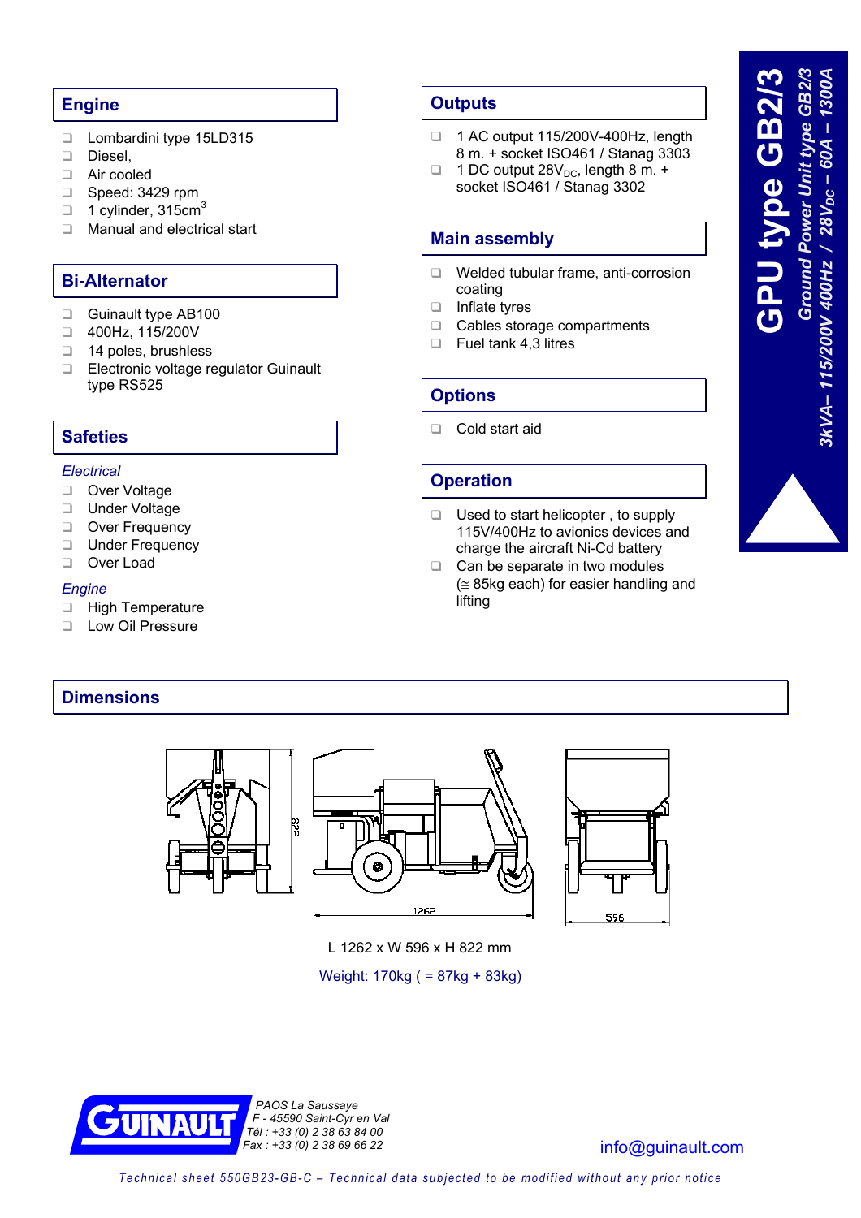# GPU type GB2/3

*Ground Power Unit type GB2/3*

*3kVA– 115/200V 400Hz / 28V$_{DC}$ – 60A – 1300A*

## Engine

- Lombardini type 15LD315
- Diesel,
- Air cooled
- Speed: 3429 rpm
- 1 cylinder, 315cm$^3$
- Manual and electrical start

## Bi-Alternator

- Guinault type AB100
- 400Hz, 115/200V
- 14 poles, brushless
- Electronic voltage regulator Guinault type RS525

## Safeties

*Electrical*

- Over Voltage
- Under Voltage
- Over Frequency
- Under Frequency
- Over Load

*Engine*

- High Temperature
- Low Oil Pressure

## Outputs

- 1 AC output 115/200V-400Hz, length 8 m. + socket ISO461 / Stanag 3303
- 1 DC output 28V$_{DC}$, length 8 m. + socket ISO461 / Stanag 3302

## Main assembly

- Welded tubular frame, anti-corrosion coating
- Inflate tyres
- Cables storage compartments
- Fuel tank 4,3 litres

## Options

- Cold start aid

## Operation

- Used to start helicopter , to supply 115V/400Hz to avionics devices and charge the aircraft Ni-Cd battery
- Can be separate in two modules (≅ 85kg each) for easier handling and lifting

## Dimensions

822

1262

596

L 1262 x W 596 x H 822 mm

Weight: 170kg ( = 87kg + 83kg)

GUINAULT

*PAOS La Saussaye*
*F - 45590 Saint-Cyr en Val*
*Tél : +33 (0) 2 38 63 84 00*
*Fax : +33 (0) 2 38 69 66 22*

info@guinault.com

*Technical sheet 550GB23-GB-C – Technical data subjected to be modified without any prior notice*